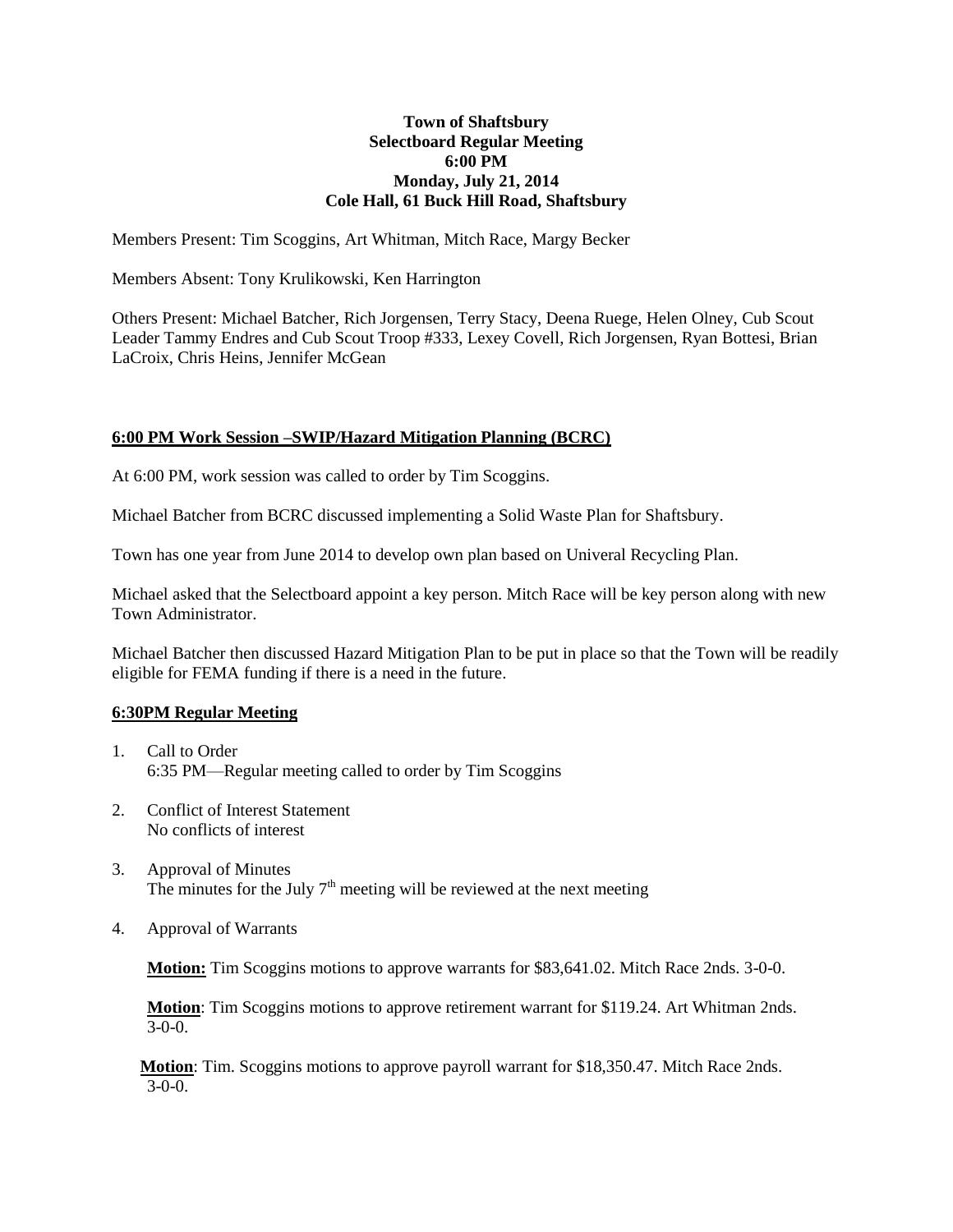**Town of Shaftsbury**
**Selectboard Regular Meeting**
**6:00 PM**
**Monday, July 21, 2014**
**Cole Hall, 61 Buck Hill Road, Shaftsbury**

Members Present: Tim Scoggins, Art Whitman, Mitch Race, Margy Becker

Members Absent: Tony Krulikowski, Ken Harrington

Others Present: Michael Batcher, Rich Jorgensen, Terry Stacy, Deena Ruege, Helen Olney, Cub Scout Leader Tammy Endres and Cub Scout Troop #333, Lexey Covell, Rich Jorgensen, Ryan Bottesi, Brian LaCroix, Chris Heins, Jennifer McGean

**6:00 PM Work Session –SWIP/Hazard Mitigation Planning (BCRC)**

At 6:00 PM, work session was called to order by Tim Scoggins.

Michael Batcher from BCRC discussed implementing a Solid Waste Plan for Shaftsbury.

Town has one year from June 2014 to develop own plan based on Univeral Recycling Plan.

Michael asked that the Selectboard appoint a key person. Mitch Race will be key person along with new Town Administrator.

Michael Batcher then discussed Hazard Mitigation Plan to be put in place so that the Town will be readily eligible for FEMA funding if there is a need in the future.

**6:30PM Regular Meeting**

1. Call to Order
   6:35 PM—Regular meeting called to order by Tim Scoggins

2. Conflict of Interest Statement
   No conflicts of interest

3. Approval of Minutes
   The minutes for the July 7th meeting will be reviewed at the next meeting

4. Approval of Warrants

   **Motion:** Tim Scoggins motions to approve warrants for $83,641.02. Mitch Race 2nds. 3-0-0.

   **Motion**: Tim Scoggins motions to approve retirement warrant for $119.24. Art Whitman 2nds. 3-0-0.

   **Motion**: Tim. Scoggins motions to approve payroll warrant for $18,350.47. Mitch Race 2nds. 3-0-0.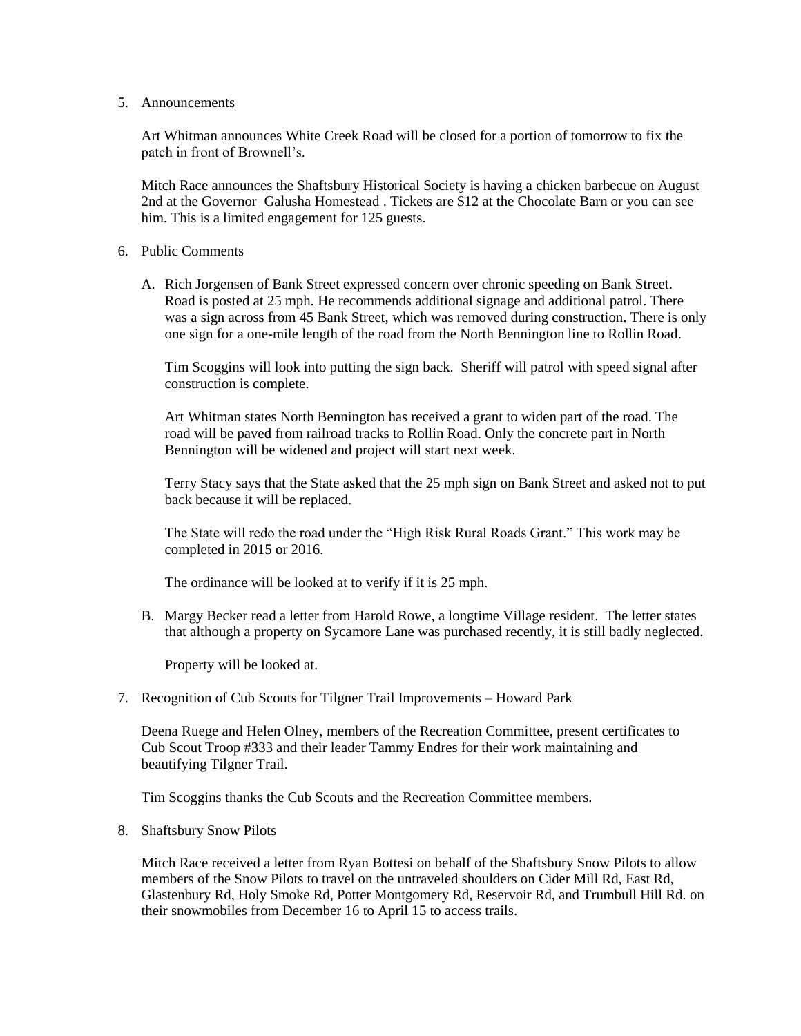5. Announcements

   Art Whitman announces White Creek Road will be closed for a portion of tomorrow to fix the patch in front of Brownell's.

   Mitch Race announces the Shaftsbury Historical Society is having a chicken barbecue on August 2nd at the Governor Galusha Homestead . Tickets are $12 at the Chocolate Barn or you can see him. This is a limited engagement for 125 guests.

6. Public Comments

   A. Rich Jorgensen of Bank Street expressed concern over chronic speeding on Bank Street. Road is posted at 25 mph. He recommends additional signage and additional patrol. There was a sign across from 45 Bank Street, which was removed during construction. There is only one sign for a one-mile length of the road from the North Bennington line to Rollin Road.

      Tim Scoggins will look into putting the sign back. Sheriff will patrol with speed signal after construction is complete.

      Art Whitman states North Bennington has received a grant to widen part of the road. The road will be paved from railroad tracks to Rollin Road. Only the concrete part in North Bennington will be widened and project will start next week.

      Terry Stacy says that the State asked that the 25 mph sign on Bank Street and asked not to put back because it will be replaced.

      The State will redo the road under the "High Risk Rural Roads Grant." This work may be completed in 2015 or 2016.

      The ordinance will be looked at to verify if it is 25 mph.

   B. Margy Becker read a letter from Harold Rowe, a longtime Village resident. The letter states that although a property on Sycamore Lane was purchased recently, it is still badly neglected.

      Property will be looked at.

7. Recognition of Cub Scouts for Tilgner Trail Improvements – Howard Park

   Deena Ruege and Helen Olney, members of the Recreation Committee, present certificates to Cub Scout Troop #333 and their leader Tammy Endres for their work maintaining and beautifying Tilgner Trail.

   Tim Scoggins thanks the Cub Scouts and the Recreation Committee members.

8. Shaftsbury Snow Pilots

   Mitch Race received a letter from Ryan Bottesi on behalf of the Shaftsbury Snow Pilots to allow members of the Snow Pilots to travel on the untraveled shoulders on Cider Mill Rd, East Rd, Glastenbury Rd, Holy Smoke Rd, Potter Montgomery Rd, Reservoir Rd, and Trumbull Hill Rd. on their snowmobiles from December 16 to April 15 to access trails.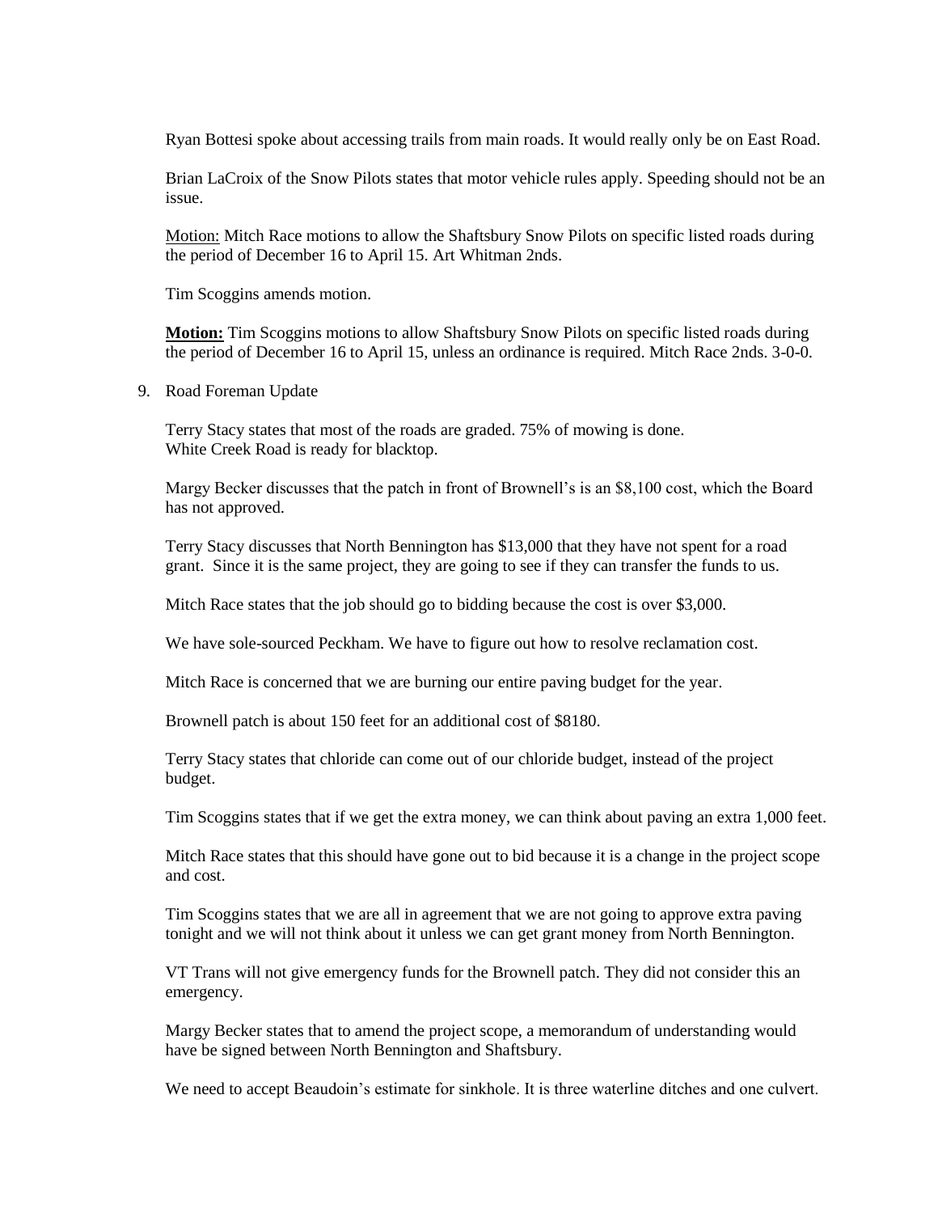Ryan Bottesi spoke about accessing trails from main roads. It would really only be on East Road.

Brian LaCroix of the Snow Pilots states that motor vehicle rules apply. Speeding should not be an issue.

Motion: Mitch Race motions to allow the Shaftsbury Snow Pilots on specific listed roads during the period of December 16 to April 15. Art Whitman 2nds.

Tim Scoggins amends motion.

**Motion:** Tim Scoggins motions to allow Shaftsbury Snow Pilots on specific listed roads during the period of December 16 to April 15, unless an ordinance is required. Mitch Race 2nds. 3-0-0.

9. Road Foreman Update

Terry Stacy states that most of the roads are graded. 75% of mowing is done.
White Creek Road is ready for blacktop.

Margy Becker discusses that the patch in front of Brownell's is an $8,100 cost, which the Board has not approved.

Terry Stacy discusses that North Bennington has $13,000 that they have not spent for a road grant. Since it is the same project, they are going to see if they can transfer the funds to us.

Mitch Race states that the job should go to bidding because the cost is over $3,000.

We have sole-sourced Peckham. We have to figure out how to resolve reclamation cost.

Mitch Race is concerned that we are burning our entire paving budget for the year.

Brownell patch is about 150 feet for an additional cost of $8180.

Terry Stacy states that chloride can come out of our chloride budget, instead of the project budget.

Tim Scoggins states that if we get the extra money, we can think about paving an extra 1,000 feet.

Mitch Race states that this should have gone out to bid because it is a change in the project scope and cost.

Tim Scoggins states that we are all in agreement that we are not going to approve extra paving tonight and we will not think about it unless we can get grant money from North Bennington.

VT Trans will not give emergency funds for the Brownell patch. They did not consider this an emergency.

Margy Becker states that to amend the project scope, a memorandum of understanding would have be signed between North Bennington and Shaftsbury.

We need to accept Beaudoin's estimate for sinkhole. It is three waterline ditches and one culvert.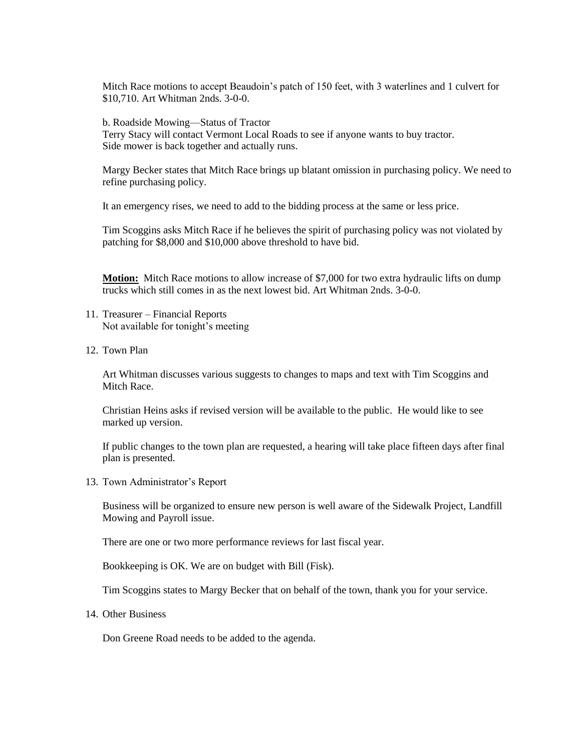Mitch Race motions to accept Beaudoin's patch of 150 feet, with 3 waterlines and 1 culvert for $10,710. Art Whitman 2nds. 3-0-0.

b. Roadside Mowing—Status of Tractor
Terry Stacy will contact Vermont Local Roads to see if anyone wants to buy tractor.
Side mower is back together and actually runs.

Margy Becker states that Mitch Race brings up blatant omission in purchasing policy. We need to refine purchasing policy.

It an emergency rises, we need to add to the bidding process at the same or less price.

Tim Scoggins asks Mitch Race if he believes the spirit of purchasing policy was not violated by patching for $8,000 and $10,000 above threshold to have bid.

**Motion:** Mitch Race motions to allow increase of $7,000 for two extra hydraulic lifts on dump trucks which still comes in as the next lowest bid. Art Whitman 2nds. 3-0-0.

11. Treasurer – Financial Reports
    Not available for tonight's meeting

12. Town Plan

    Art Whitman discusses various suggests to changes to maps and text with Tim Scoggins and Mitch Race.

    Christian Heins asks if revised version will be available to the public. He would like to see marked up version.

    If public changes to the town plan are requested, a hearing will take place fifteen days after final plan is presented.

13. Town Administrator's Report

    Business will be organized to ensure new person is well aware of the Sidewalk Project, Landfill Mowing and Payroll issue.

    There are one or two more performance reviews for last fiscal year.

    Bookkeeping is OK. We are on budget with Bill (Fisk).

    Tim Scoggins states to Margy Becker that on behalf of the town, thank you for your service.

14. Other Business

    Don Greene Road needs to be added to the agenda.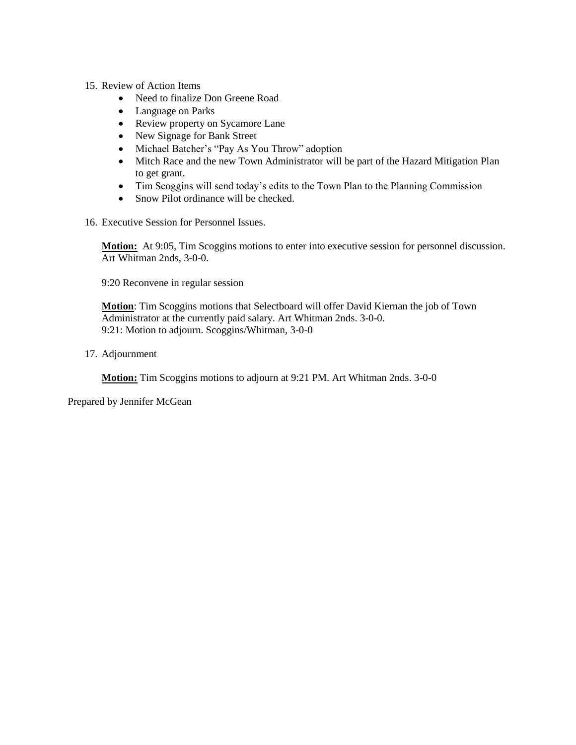15. Review of Action Items
    - Need to finalize Don Greene Road
    - Language on Parks
    - Review property on Sycamore Lane
    - New Signage for Bank Street
    - Michael Batcher's "Pay As You Throw" adoption
    - Mitch Race and the new Town Administrator will be part of the Hazard Mitigation Plan to get grant.
    - Tim Scoggins will send today's edits to the Town Plan to the Planning Commission
    - Snow Pilot ordinance will be checked.

16. Executive Session for Personnel Issues.

    **Motion:** At 9:05, Tim Scoggins motions to enter into executive session for personnel discussion. Art Whitman 2nds, 3-0-0.

    9:20 Reconvene in regular session

    **Motion**: Tim Scoggins motions that Selectboard will offer David Kiernan the job of Town Administrator at the currently paid salary. Art Whitman 2nds. 3-0-0.
    9:21: Motion to adjourn. Scoggins/Whitman, 3-0-0

17. Adjournment

    **Motion:** Tim Scoggins motions to adjourn at 9:21 PM. Art Whitman 2nds. 3-0-0

Prepared by Jennifer McGean